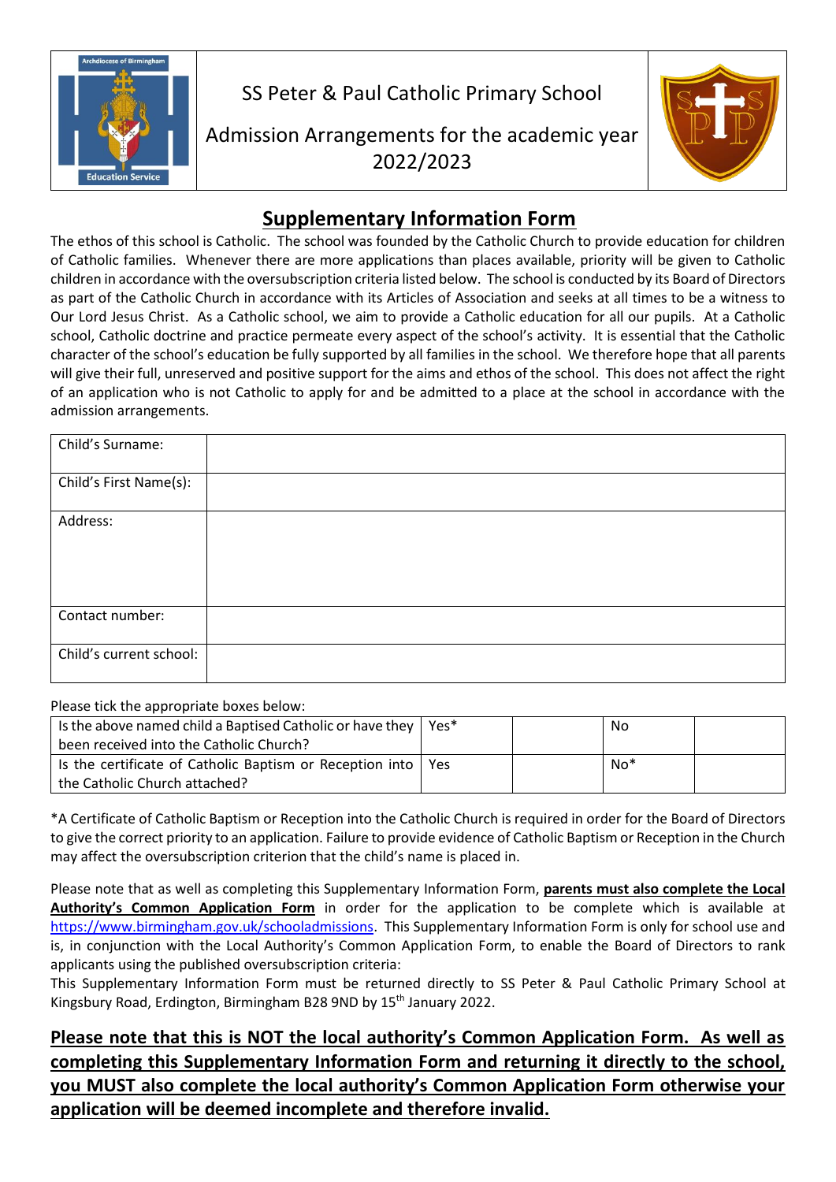SS Peter & Paul Catholic Primary School

Admission Arrangements for the academic year 2022/2023

## Supplementary Information Form

The ethos of this school is Catholic. The school was founded by the Catholic Church to provide education for children of Catholic families. Whenever there are more applications than places available, priority will be given to Catholic children in accordance with the oversubscription criteria listed below. The school is conducted by its Board of Directors as part of the Catholic Church in accordance with its Articles of Association and seeks at all times to be a witness to Our Lord Jesus Christ. As a Catholic school, we aim to provide a Catholic education for all our pupils. At a Catholic school, Catholic doctrine and practice permeate every aspect of the school's activity. It is essential that the Catholic character of the school's education be fully supported by all families in the school. We therefore hope that all parents will give their full, unreserved and positive support for the aims and ethos of the school. This does not affect the right of an application who is not Catholic to apply for and be admitted to a place at the school in accordance with the admission arrangements.

| | |
|---|---|
| Child's Surname: | |
| Child's First Name(s): | |
| Address: | |
| Contact number: | |
| Child's current school: | |

Please tick the appropriate boxes below:

| | | | | |
|---|---|---|---|---|
| Is the above named child a Baptised Catholic or have they been received into the Catholic Church? | Yes* | | No | |
| Is the certificate of Catholic Baptism or Reception into the Catholic Church attached? | Yes | | No* | |

*A Certificate of Catholic Baptism or Reception into the Catholic Church is required in order for the Board of Directors to give the correct priority to an application. Failure to provide evidence of Catholic Baptism or Reception in the Church may affect the oversubscription criterion that the child's name is placed in.

Please note that as well as completing this Supplementary Information Form, **parents must also complete the Local Authority's Common Application Form** in order for the application to be complete which is available at https://www.birmingham.gov.uk/schooladmissions. This Supplementary Information Form is only for school use and is, in conjunction with the Local Authority's Common Application Form, to enable the Board of Directors to rank applicants using the published oversubscription criteria:

This Supplementary Information Form must be returned directly to SS Peter & Paul Catholic Primary School at Kingsbury Road, Erdington, Birmingham B28 9ND by 15th January 2022.

**Please note that this is NOT the local authority's Common Application Form. As well as completing this Supplementary Information Form and returning it directly to the school, you MUST also complete the local authority's Common Application Form otherwise your application will be deemed incomplete and therefore invalid.**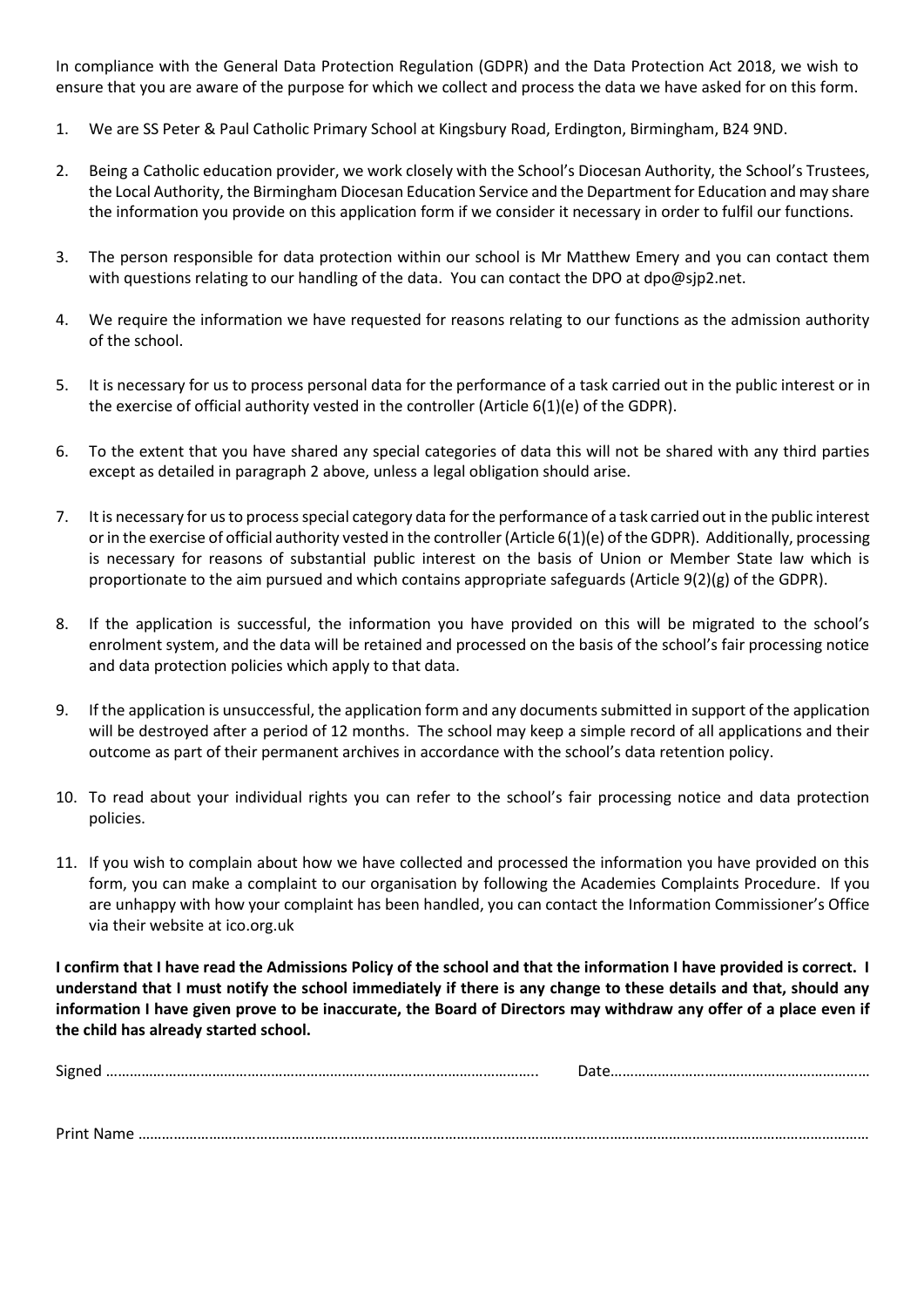In compliance with the General Data Protection Regulation (GDPR) and the Data Protection Act 2018, we wish to ensure that you are aware of the purpose for which we collect and process the data we have asked for on this form.

1. We are SS Peter & Paul Catholic Primary School at Kingsbury Road, Erdington, Birmingham, B24 9ND.

2. Being a Catholic education provider, we work closely with the School's Diocesan Authority, the School's Trustees, the Local Authority, the Birmingham Diocesan Education Service and the Department for Education and may share the information you provide on this application form if we consider it necessary in order to fulfil our functions.

3. The person responsible for data protection within our school is Mr Matthew Emery and you can contact them with questions relating to our handling of the data. You can contact the DPO at dpo@sjp2.net.

4. We require the information we have requested for reasons relating to our functions as the admission authority of the school.

5. It is necessary for us to process personal data for the performance of a task carried out in the public interest or in the exercise of official authority vested in the controller (Article 6(1)(e) of the GDPR).

6. To the extent that you have shared any special categories of data this will not be shared with any third parties except as detailed in paragraph 2 above, unless a legal obligation should arise.

7. It is necessary for us to process special category data for the performance of a task carried out in the public interest or in the exercise of official authority vested in the controller (Article 6(1)(e) of the GDPR). Additionally, processing is necessary for reasons of substantial public interest on the basis of Union or Member State law which is proportionate to the aim pursued and which contains appropriate safeguards (Article 9(2)(g) of the GDPR).

8. If the application is successful, the information you have provided on this will be migrated to the school's enrolment system, and the data will be retained and processed on the basis of the school's fair processing notice and data protection policies which apply to that data.

9. If the application is unsuccessful, the application form and any documents submitted in support of the application will be destroyed after a period of 12 months. The school may keep a simple record of all applications and their outcome as part of their permanent archives in accordance with the school's data retention policy.

10. To read about your individual rights you can refer to the school's fair processing notice and data protection policies.

11. If you wish to complain about how we have collected and processed the information you have provided on this form, you can make a complaint to our organisation by following the Academies Complaints Procedure. If you are unhappy with how your complaint has been handled, you can contact the Information Commissioner's Office via their website at ico.org.uk

**I confirm that I have read the Admissions Policy of the school and that the information I have provided is correct. I understand that I must notify the school immediately if there is any change to these details and that, should any information I have given prove to be inaccurate, the Board of Directors may withdraw any offer of a place even if the child has already started school.**

Signed ………………………………………………………………………………………….. Date…………………………………………………………

Print Name ……………………………………………………………………………………………………………………………………………………………